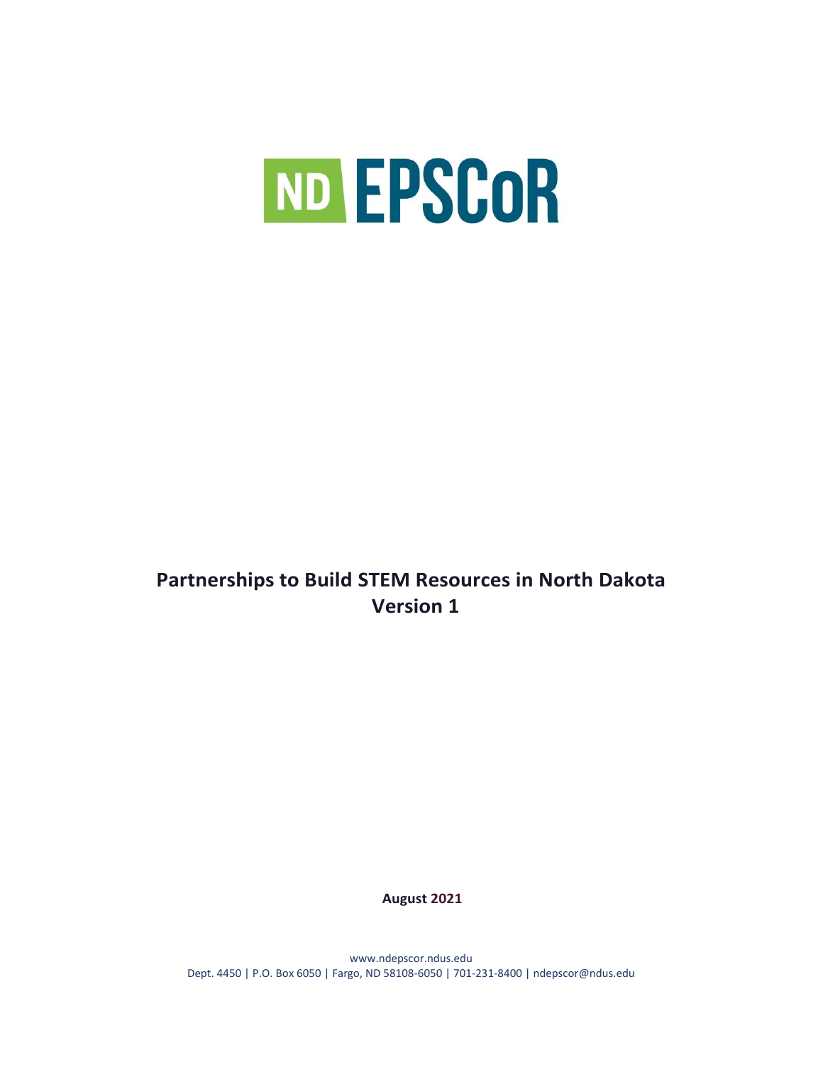ND EPSCoR

# Partnerships to Build STEM Resources in North Dakota
# Version 1

**August 2021**

www.ndepscor.ndus.edu
Dept. 4450 | P.O. Box 6050 | Fargo, ND 58108-6050 | 701-231-8400 | ndepscor@ndus.edu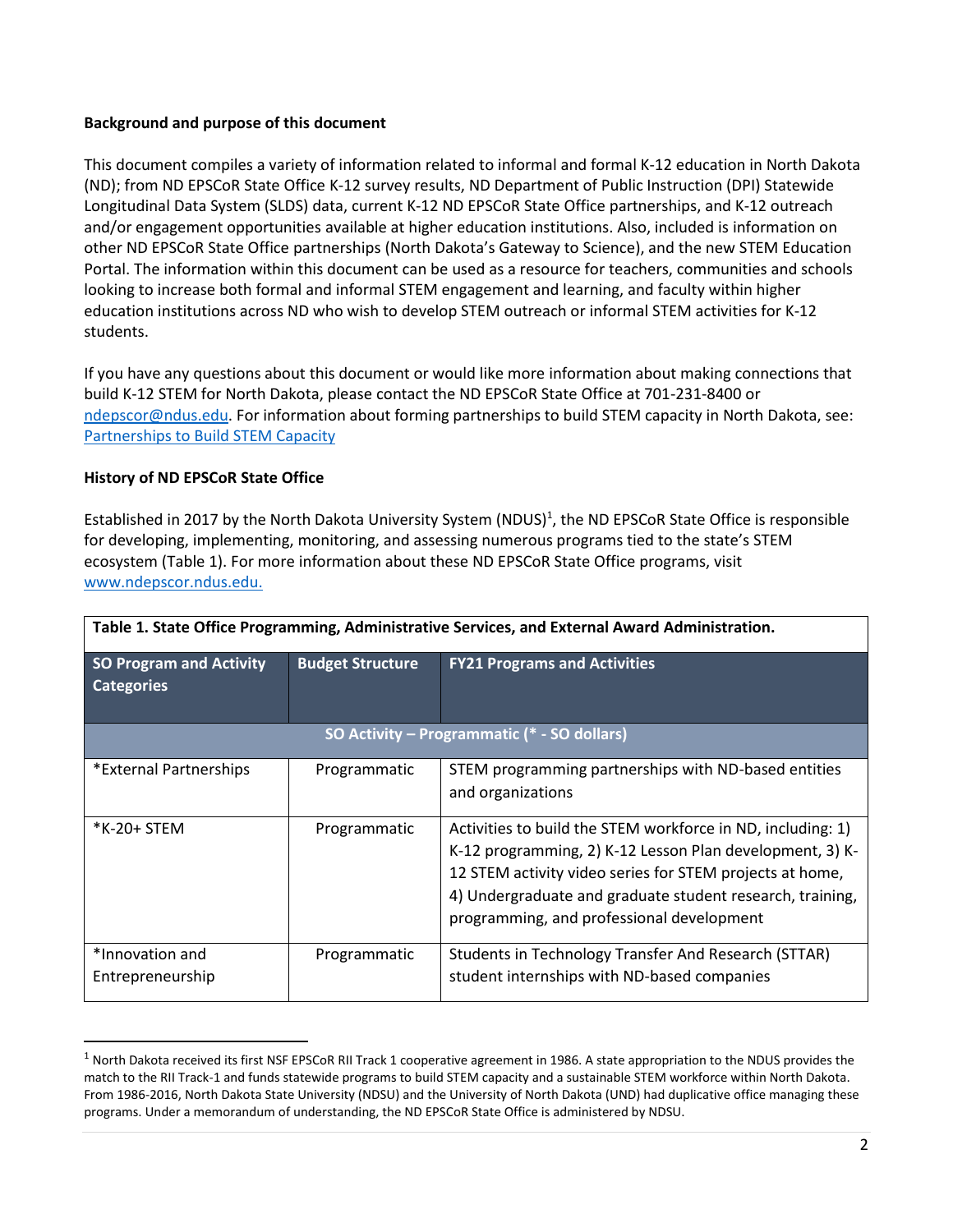**Background and purpose of this document**

This document compiles a variety of information related to informal and formal K-12 education in North Dakota (ND); from ND EPSCoR State Office K-12 survey results, ND Department of Public Instruction (DPI) Statewide Longitudinal Data System (SLDS) data, current K-12 ND EPSCoR State Office partnerships, and K-12 outreach and/or engagement opportunities available at higher education institutions. Also, included is information on other ND EPSCoR State Office partnerships (North Dakota's Gateway to Science), and the new STEM Education Portal. The information within this document can be used as a resource for teachers, communities and schools looking to increase both formal and informal STEM engagement and learning, and faculty within higher education institutions across ND who wish to develop STEM outreach or informal STEM activities for K-12 students.

If you have any questions about this document or would like more information about making connections that build K-12 STEM for North Dakota, please contact the ND EPSCoR State Office at 701-231-8400 or ndepscor@ndus.edu. For information about forming partnerships to build STEM capacity in North Dakota, see: Partnerships to Build STEM Capacity

**History of ND EPSCoR State Office**

Established in 2017 by the North Dakota University System (NDUS)[1], the ND EPSCoR State Office is responsible for developing, implementing, monitoring, and assessing numerous programs tied to the state's STEM ecosystem (Table 1). For more information about these ND EPSCoR State Office programs, visit www.ndepscor.ndus.edu.

**Table 1. State Office Programming, Administrative Services, and External Award Administration.**

| SO Program and Activity Categories | Budget Structure | FY21 Programs and Activities |
|---|---|---|
| **SO Activity – Programmatic (* - SO dollars)** | | |
| *External Partnerships | Programmatic | STEM programming partnerships with ND-based entities and organizations |
| *K-20+ STEM | Programmatic | Activities to build the STEM workforce in ND, including: 1) K-12 programming, 2) K-12 Lesson Plan development, 3) K-12 STEM activity video series for STEM projects at home, 4) Undergraduate and graduate student research, training, programming, and professional development |
| *Innovation and Entrepreneurship | Programmatic | Students in Technology Transfer And Research (STTAR) student internships with ND-based companies |

[1] North Dakota received its first NSF EPSCoR RII Track 1 cooperative agreement in 1986. A state appropriation to the NDUS provides the match to the RII Track-1 and funds statewide programs to build STEM capacity and a sustainable STEM workforce within North Dakota. From 1986-2016, North Dakota State University (NDSU) and the University of North Dakota (UND) had duplicative office managing these programs. Under a memorandum of understanding, the ND EPSCoR State Office is administered by NDSU.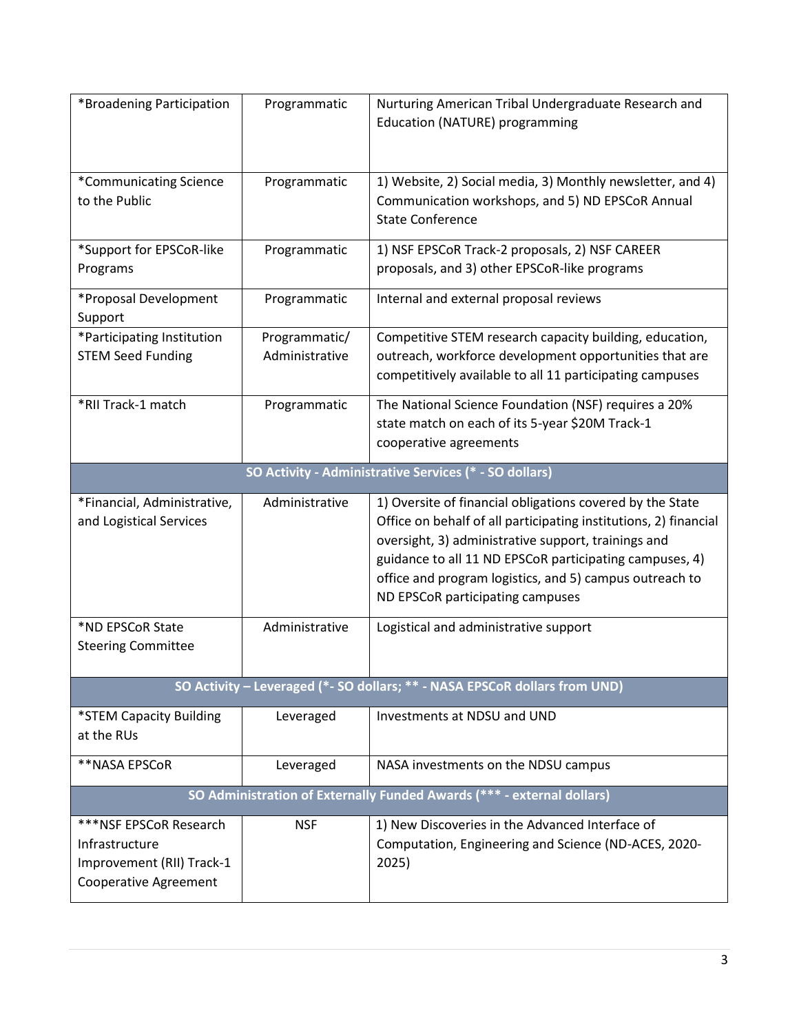| | | |
|---|---|---|
| *Broadening Participation | Programmatic | Nurturing American Tribal Undergraduate Research and Education (NATURE) programming |
| *Communicating Science to the Public | Programmatic | 1) Website, 2) Social media, 3) Monthly newsletter, and 4) Communication workshops, and 5) ND EPSCoR Annual State Conference |
| *Support for EPSCoR-like Programs | Programmatic | 1) NSF EPSCoR Track-2 proposals, 2) NSF CAREER proposals, and 3) other EPSCoR-like programs |
| *Proposal Development Support | Programmatic | Internal and external proposal reviews |
| *Participating Institution STEM Seed Funding | Programmatic/ Administrative | Competitive STEM research capacity building, education, outreach, workforce development opportunities that are competitively available to all 11 participating campuses |
| *RII Track-1 match | Programmatic | The National Science Foundation (NSF) requires a 20% state match on each of its 5-year $20M Track-1 cooperative agreements |
| **SO Activity - Administrative Services (* - SO dollars)** | | |
| *Financial, Administrative, and Logistical Services | Administrative | 1) Oversite of financial obligations covered by the State Office on behalf of all participating institutions, 2) financial oversight, 3) administrative support, trainings and guidance to all 11 ND EPSCoR participating campuses, 4) office and program logistics, and 5) campus outreach to ND EPSCoR participating campuses |
| *ND EPSCoR State Steering Committee | Administrative | Logistical and administrative support |
| **SO Activity – Leveraged (*- SO dollars; ** - NASA EPSCoR dollars from UND)** | | |
| *STEM Capacity Building at the RUs | Leveraged | Investments at NDSU and UND |
| **NASA EPSCoR | Leveraged | NASA investments on the NDSU campus |
| **SO Administration of Externally Funded Awards (*** - external dollars)** | | |
| ***NSF EPSCoR Research Infrastructure Improvement (RII) Track-1 Cooperative Agreement | NSF | 1) New Discoveries in the Advanced Interface of Computation, Engineering and Science (ND-ACES, 2020-2025) |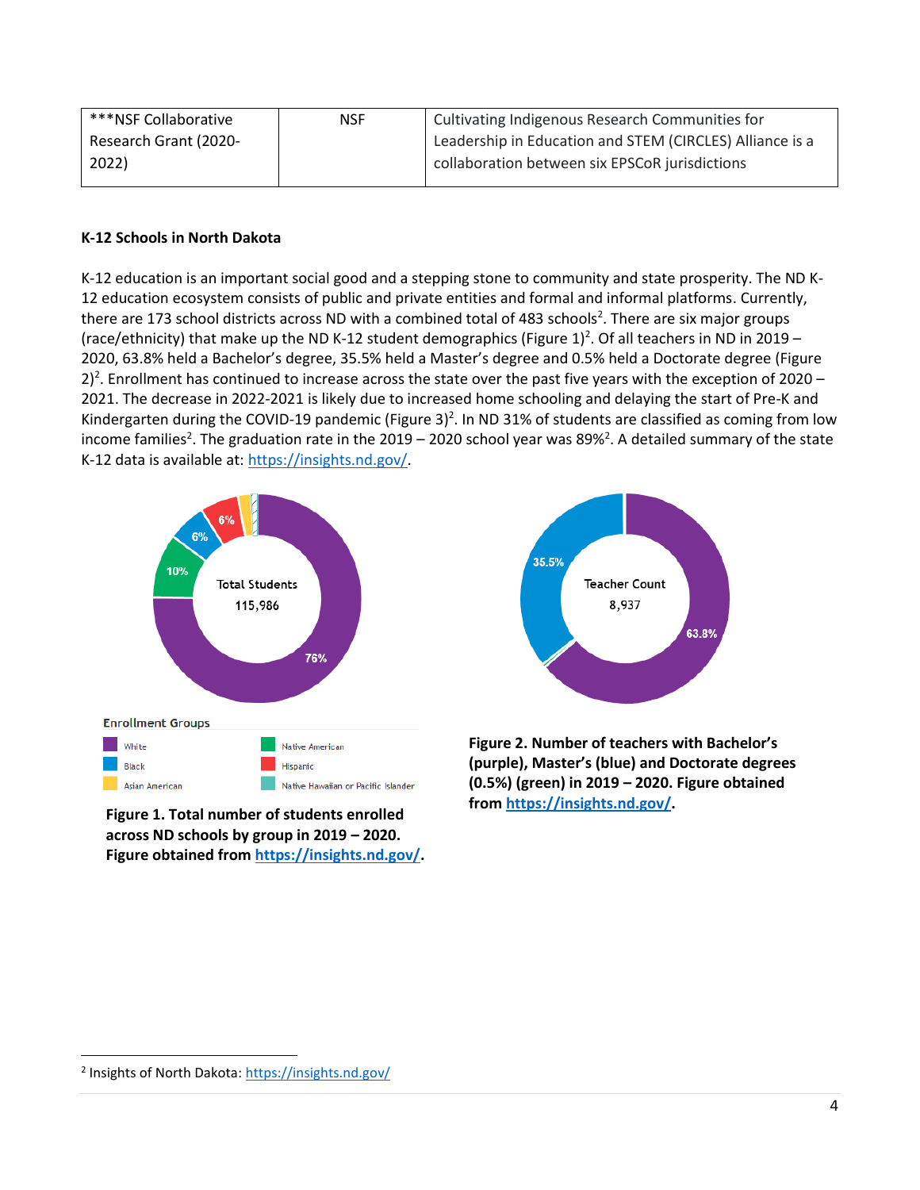| ***NSF Collaborative Research Grant (2020-2022) | NSF | Cultivating Indigenous Research Communities for Leadership in Education and STEM (CIRCLES) Alliance is a collaboration between six EPSCoR jurisdictions |
|---|---|---|

**K-12 Schools in North Dakota**

K-12 education is an important social good and a stepping stone to community and state prosperity. The ND K-12 education ecosystem consists of public and private entities and formal and informal platforms. Currently, there are 173 school districts across ND with a combined total of 483 schools[2]. There are six major groups (race/ethnicity) that make up the ND K-12 student demographics (Figure 1)[2]. Of all teachers in ND in 2019 – 2020, 63.8% held a Bachelor's degree, 35.5% held a Master's degree and 0.5% held a Doctorate degree (Figure 2)[2]. Enrollment has continued to increase across the state over the past five years with the exception of 2020 – 2021. The decrease in 2022-2021 is likely due to increased home schooling and delaying the start of Pre-K and Kindergarten during the COVID-19 pandemic (Figure 3)[2]. In ND 31% of students are classified as coming from low income families[2]. The graduation rate in the 2019 – 2020 school year was 89%[2]. A detailed summary of the state K-12 data is available at: https://insights.nd.gov/.

Total Students 115,986

76%, 10%, 6%, 6%

Enrollment Groups

- White
- Native American
- Black
- Hispanic
- Asian American
- Native Hawaiian or Pacific Islander

**Figure 1. Total number of students enrolled across ND schools by group in 2019 – 2020. Figure obtained from https://insights.nd.gov/.**

Teacher Count 8,937

35.5%, 63.8%

**Figure 2. Number of teachers with Bachelor's (purple), Master's (blue) and Doctorate degrees (0.5%) (green) in 2019 – 2020. Figure obtained from https://insights.nd.gov/.**

[2] Insights of North Dakota: https://insights.nd.gov/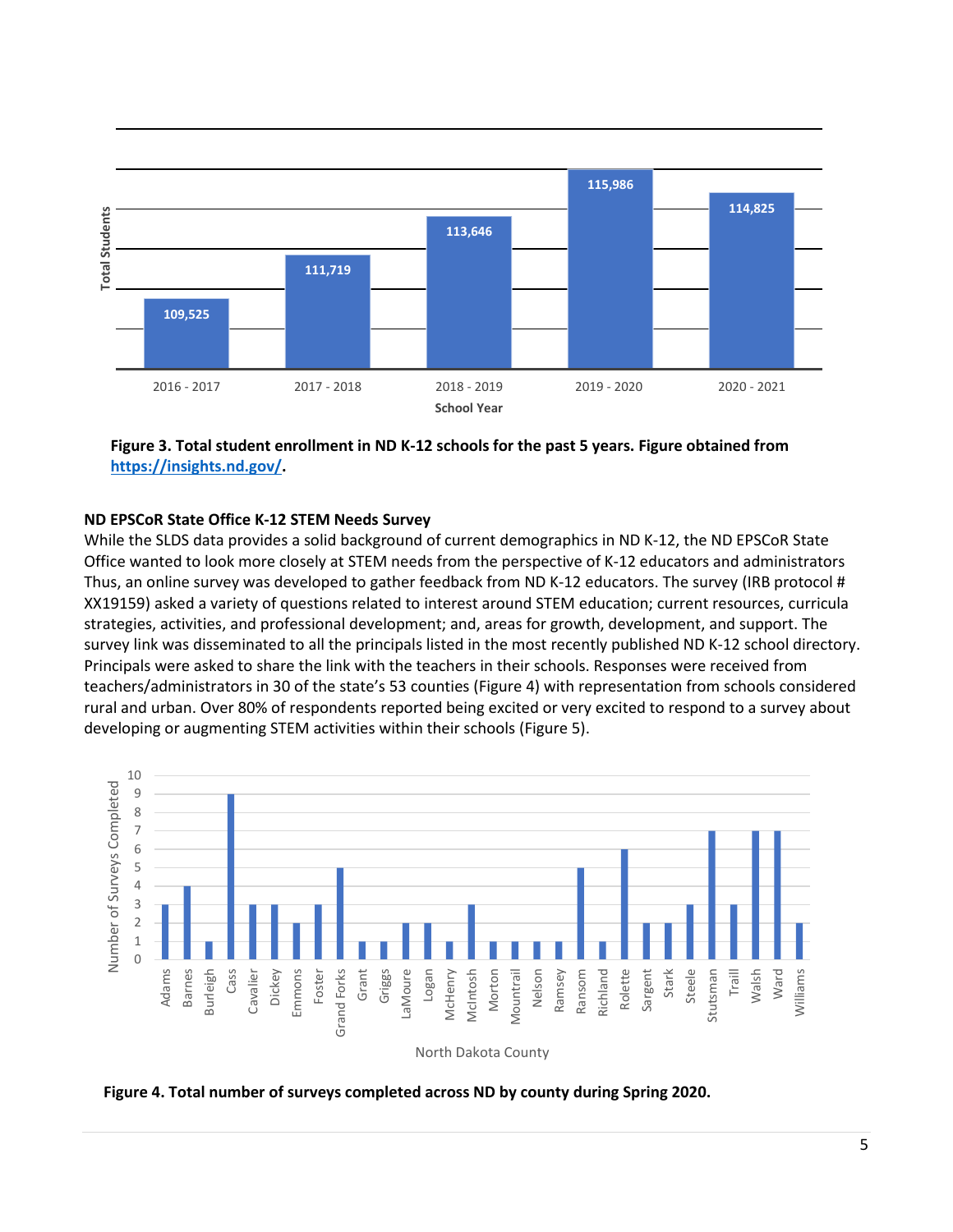**Figure 3. Total student enrollment in ND K-12 schools for the past 5 years. Figure obtained from https://insights.nd.gov/.**

**ND EPSCoR State Office K-12 STEM Needs Survey**

While the SLDS data provides a solid background of current demographics in ND K-12, the ND EPSCoR State Office wanted to look more closely at STEM needs from the perspective of K-12 educators and administrators Thus, an online survey was developed to gather feedback from ND K-12 educators. The survey (IRB protocol # XX19159) asked a variety of questions related to interest around STEM education; current resources, curricula strategies, activities, and professional development; and, areas for growth, development, and support. The survey link was disseminated to all the principals listed in the most recently published ND K-12 school directory. Principals were asked to share the link with the teachers in their schools. Responses were received from teachers/administrators in 30 of the state's 53 counties (Figure 4) with representation from schools considered rural and urban. Over 80% of respondents reported being excited or very excited to respond to a survey about developing or augmenting STEM activities within their schools (Figure 5).

**Figure 4. Total number of surveys completed across ND by county during Spring 2020.**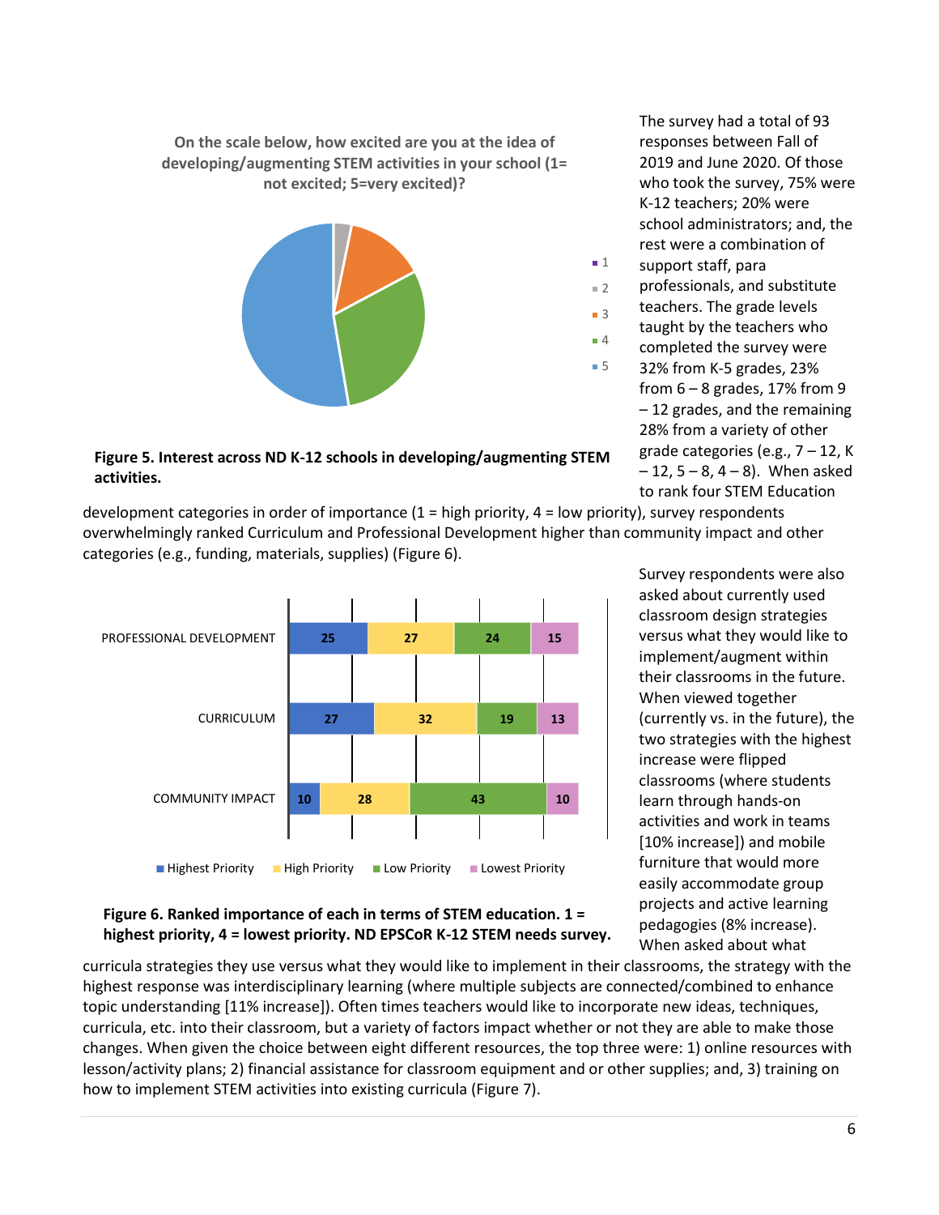On the scale below, how excited are you at the idea of developing/augmenting STEM activities in your school (1= not excited; 5=very excited)?

**Figure 5. Interest across ND K-12 schools in developing/augmenting STEM activities.**

The survey had a total of 93 responses between Fall of 2019 and June 2020. Of those who took the survey, 75% were K-12 teachers; 20% were school administrators; and, the rest were a combination of support staff, para professionals, and substitute teachers. The grade levels taught by the teachers who completed the survey were 32% from K-5 grades, 23% from 6 – 8 grades, 17% from 9 – 12 grades, and the remaining 28% from a variety of other grade categories (e.g., 7 – 12, K – 12, 5 – 8, 4 – 8). When asked to rank four STEM Education development categories in order of importance (1 = high priority, 4 = low priority), survey respondents overwhelmingly ranked Curriculum and Professional Development higher than community impact and other categories (e.g., funding, materials, supplies) (Figure 6).

| | Highest Priority | High Priority | Low Priority | Lowest Priority |
|---|---|---|---|---|
| PROFESSIONAL DEVELOPMENT | 25 | 27 | 24 | 15 |
| CURRICULUM | 27 | 32 | 19 | 13 |
| COMMUNITY IMPACT | 10 | 28 | 43 | 10 |

**Figure 6. Ranked importance of each in terms of STEM education. 1 = highest priority, 4 = lowest priority. ND EPSCoR K-12 STEM needs survey.**

Survey respondents were also asked about currently used classroom design strategies versus what they would like to implement/augment within their classrooms in the future. When viewed together (currently vs. in the future), the two strategies with the highest increase were flipped classrooms (where students learn through hands-on activities and work in teams [10% increase]) and mobile furniture that would more easily accommodate group projects and active learning pedagogies (8% increase). When asked about what curricula strategies they use versus what they would like to implement in their classrooms, the strategy with the highest response was interdisciplinary learning (where multiple subjects are connected/combined to enhance topic understanding [11% increase]). Often times teachers would like to incorporate new ideas, techniques, curricula, etc. into their classroom, but a variety of factors impact whether or not they are able to make those changes. When given the choice between eight different resources, the top three were: 1) online resources with lesson/activity plans; 2) financial assistance for classroom equipment and or other supplies; and, 3) training on how to implement STEM activities into existing curricula (Figure 7).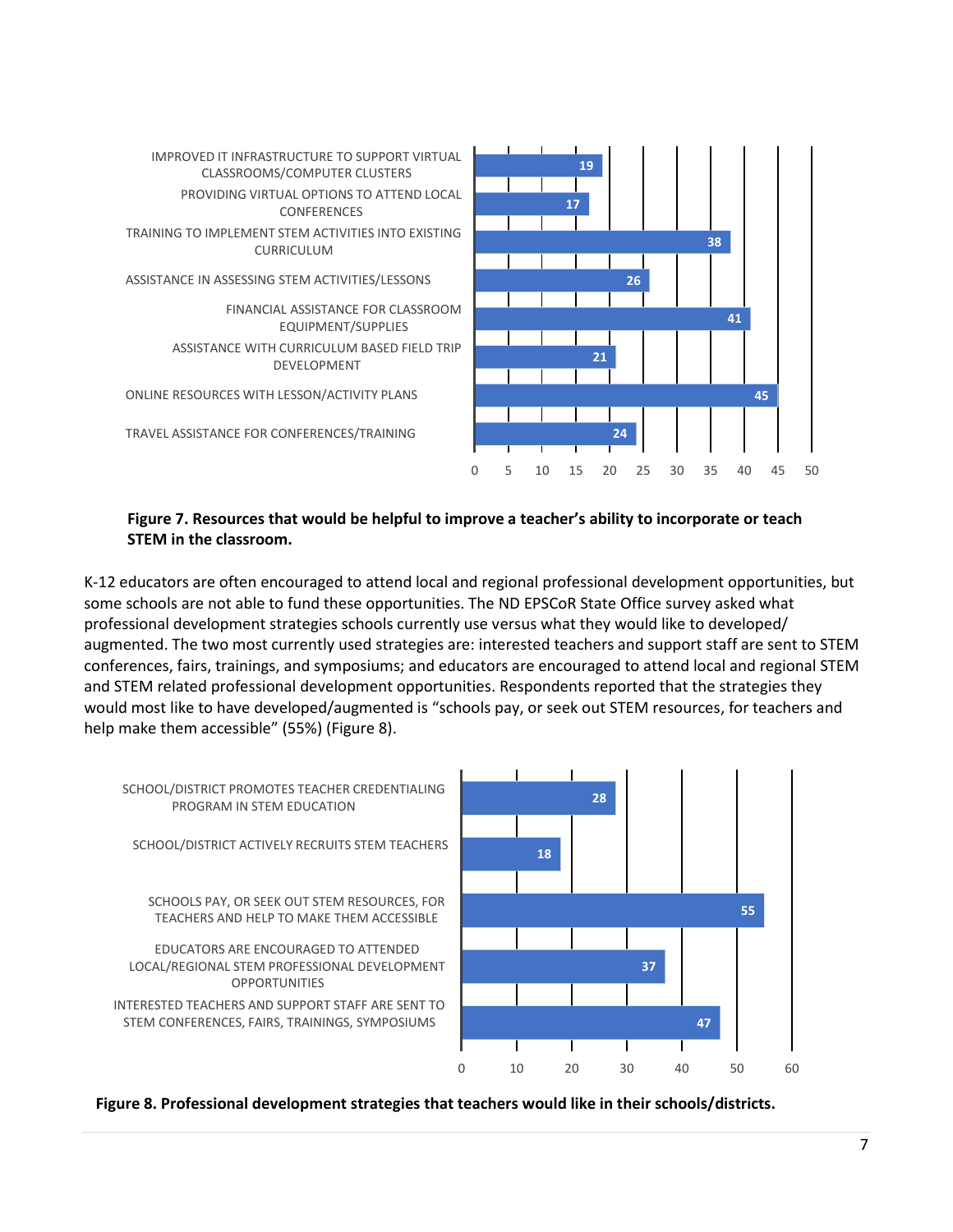| Resource | Value |
|---|---|
| IMPROVED IT INFRASTRUCTURE TO SUPPORT VIRTUAL CLASSROOMS/COMPUTER CLUSTERS | 19 |
| PROVIDING VIRTUAL OPTIONS TO ATTEND LOCAL CONFERENCES | 17 |
| TRAINING TO IMPLEMENT STEM ACTIVITIES INTO EXISTING CURRICULUM | 38 |
| ASSISTANCE IN ASSESSING STEM ACTIVITIES/LESSONS | 26 |
| FINANCIAL ASSISTANCE FOR CLASSROOM EQUIPMENT/SUPPLIES | 41 |
| ASSISTANCE WITH CURRICULUM BASED FIELD TRIP DEVELOPMENT | 21 |
| ONLINE RESOURCES WITH LESSON/ACTIVITY PLANS | 45 |
| TRAVEL ASSISTANCE FOR CONFERENCES/TRAINING | 24 |

**Figure 7. Resources that would be helpful to improve a teacher's ability to incorporate or teach STEM in the classroom.**

K-12 educators are often encouraged to attend local and regional professional development opportunities, but some schools are not able to fund these opportunities. The ND EPSCoR State Office survey asked what professional development strategies schools currently use versus what they would like to developed/ augmented. The two most currently used strategies are: interested teachers and support staff are sent to STEM conferences, fairs, trainings, and symposiums; and educators are encouraged to attend local and regional STEM and STEM related professional development opportunities. Respondents reported that the strategies they would most like to have developed/augmented is "schools pay, or seek out STEM resources, for teachers and help make them accessible" (55%) (Figure 8).

| Strategy | Value |
|---|---|
| SCHOOL/DISTRICT PROMOTES TEACHER CREDENTIALING PROGRAM IN STEM EDUCATION | 28 |
| SCHOOL/DISTRICT ACTIVELY RECRUITS STEM TEACHERS | 18 |
| SCHOOLS PAY, OR SEEK OUT STEM RESOURCES, FOR TEACHERS AND HELP TO MAKE THEM ACCESSIBLE | 55 |
| EDUCATORS ARE ENCOURAGED TO ATTENDED LOCAL/REGIONAL STEM PROFESSIONAL DEVELOPMENT OPPORTUNITIES | 37 |
| INTERESTED TEACHERS AND SUPPORT STAFF ARE SENT TO STEM CONFERENCES, FAIRS, TRAININGS, SYMPOSIUMS | 47 |

**Figure 8. Professional development strategies that teachers would like in their schools/districts.**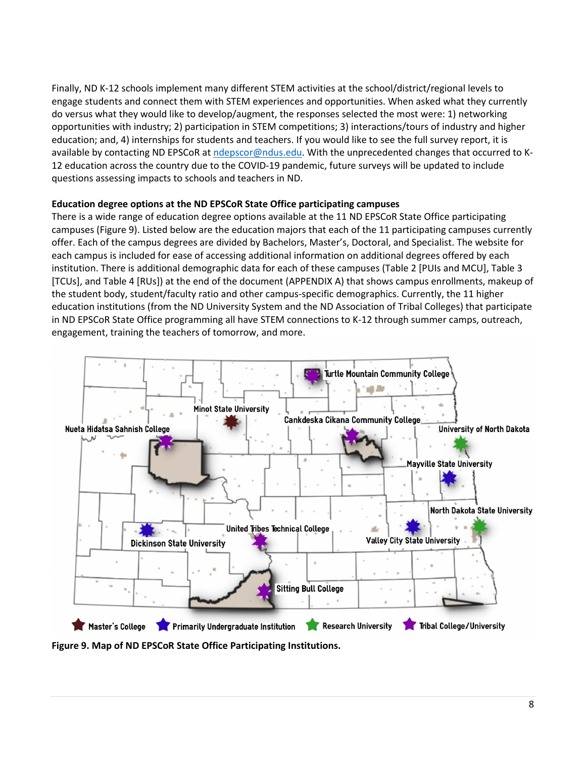Finally, ND K-12 schools implement many different STEM activities at the school/district/regional levels to engage students and connect them with STEM experiences and opportunities. When asked what they currently do versus what they would like to develop/augment, the responses selected the most were: 1) networking opportunities with industry; 2) participation in STEM competitions; 3) interactions/tours of industry and higher education; and, 4) internships for students and teachers. If you would like to see the full survey report, it is available by contacting ND EPSCoR at ndepscor@ndus.edu. With the unprecedented changes that occurred to K-12 education across the country due to the COVID-19 pandemic, future surveys will be updated to include questions assessing impacts to schools and teachers in ND.

**Education degree options at the ND EPSCoR State Office participating campuses**

There is a wide range of education degree options available at the 11 ND EPSCoR State Office participating campuses (Figure 9). Listed below are the education majors that each of the 11 participating campuses currently offer. Each of the campus degrees are divided by Bachelors, Master's, Doctoral, and Specialist. The website for each campus is included for ease of accessing additional information on additional degrees offered by each institution. There is additional demographic data for each of these campuses (Table 2 [PUIs and MCU], Table 3 [TCUs], and Table 4 [RUs]) at the end of the document (APPENDIX A) that shows campus enrollments, makeup of the student body, student/faculty ratio and other campus-specific demographics. Currently, the 11 higher education institutions (from the ND University System and the ND Association of Tribal Colleges) that participate in ND EPSCoR State Office programming all have STEM connections to K-12 through summer camps, outreach, engagement, training the teachers of tomorrow, and more.

**Figure 9. Map of ND EPSCoR State Office Participating Institutions.**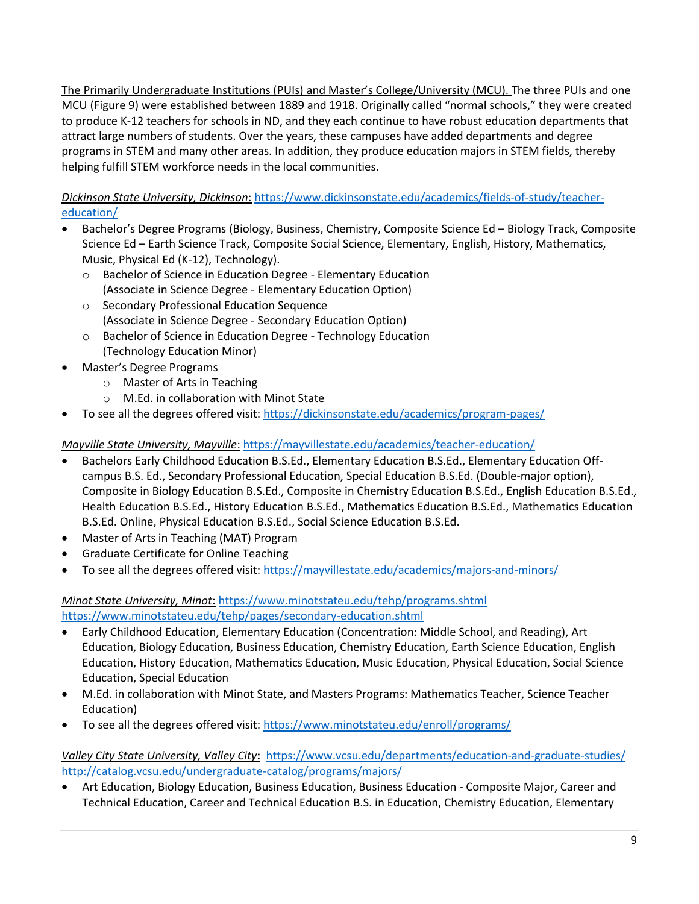The Primarily Undergraduate Institutions (PUIs) and Master's College/University (MCU). The three PUIs and one MCU (Figure 9) were established between 1889 and 1918. Originally called "normal schools," they were created to produce K-12 teachers for schools in ND, and they each continue to have robust education departments that attract large numbers of students. Over the years, these campuses have added departments and degree programs in STEM and many other areas. In addition, they produce education majors in STEM fields, thereby helping fulfill STEM workforce needs in the local communities.

*Dickinson State University, Dickinson*: https://www.dickinsonstate.edu/academics/fields-of-study/teacher-education/

- Bachelor's Degree Programs (Biology, Business, Chemistry, Composite Science Ed – Biology Track, Composite Science Ed – Earth Science Track, Composite Social Science, Elementary, English, History, Mathematics, Music, Physical Ed (K-12), Technology).
  - Bachelor of Science in Education Degree - Elementary Education (Associate in Science Degree - Elementary Education Option)
  - Secondary Professional Education Sequence (Associate in Science Degree - Secondary Education Option)
  - Bachelor of Science in Education Degree - Technology Education (Technology Education Minor)
- Master's Degree Programs
  - Master of Arts in Teaching
  - M.Ed. in collaboration with Minot State
- To see all the degrees offered visit: https://dickinsonstate.edu/academics/program-pages/

*Mayville State University, Mayville*: https://mayvillestate.edu/academics/teacher-education/

- Bachelors Early Childhood Education B.S.Ed., Elementary Education B.S.Ed., Elementary Education Off-campus B.S. Ed., Secondary Professional Education, Special Education B.S.Ed. (Double-major option), Composite in Biology Education B.S.Ed., Composite in Chemistry Education B.S.Ed., English Education B.S.Ed., Health Education B.S.Ed., History Education B.S.Ed., Mathematics Education B.S.Ed., Mathematics Education B.S.Ed. Online, Physical Education B.S.Ed., Social Science Education B.S.Ed.
- Master of Arts in Teaching (MAT) Program
- Graduate Certificate for Online Teaching
- To see all the degrees offered visit: https://mayvillestate.edu/academics/majors-and-minors/

*Minot State University, Minot*: https://www.minotstateu.edu/tehp/programs.shtml https://www.minotstateu.edu/tehp/pages/secondary-education.shtml

- Early Childhood Education, Elementary Education (Concentration: Middle School, and Reading), Art Education, Biology Education, Business Education, Chemistry Education, Earth Science Education, English Education, History Education, Mathematics Education, Music Education, Physical Education, Social Science Education, Special Education
- M.Ed. in collaboration with Minot State, and Masters Programs: Mathematics Teacher, Science Teacher Education)
- To see all the degrees offered visit: https://www.minotstateu.edu/enroll/programs/

*Valley City State University, Valley City*: https://www.vcsu.edu/departments/education-and-graduate-studies/ http://catalog.vcsu.edu/undergraduate-catalog/programs/majors/

- Art Education, Biology Education, Business Education, Business Education - Composite Major, Career and Technical Education, Career and Technical Education B.S. in Education, Chemistry Education, Elementary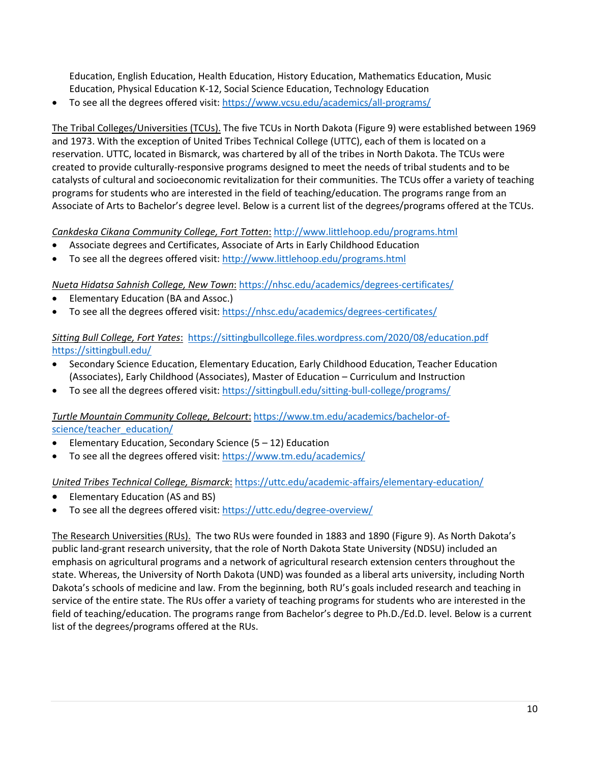Education, English Education, Health Education, History Education, Mathematics Education, Music Education, Physical Education K-12, Social Science Education, Technology Education
- To see all the degrees offered visit: https://www.vcsu.edu/academics/all-programs/

<u>The Tribal Colleges/Universities (TCUs).</u> The five TCUs in North Dakota (Figure 9) were established between 1969 and 1973. With the exception of United Tribes Technical College (UTTC), each of them is located on a reservation. UTTC, located in Bismarck, was chartered by all of the tribes in North Dakota. The TCUs were created to provide culturally-responsive programs designed to meet the needs of tribal students and to be catalysts of cultural and socioeconomic revitalization for their communities. The TCUs offer a variety of teaching programs for students who are interested in the field of teaching/education. The programs range from an Associate of Arts to Bachelor's degree level. Below is a current list of the degrees/programs offered at the TCUs.

*<u>Cankdeska Cikana Community College, Fort Totten</u>*: http://www.littlehoop.edu/programs.html
- Associate degrees and Certificates, Associate of Arts in Early Childhood Education
- To see all the degrees offered visit: http://www.littlehoop.edu/programs.html

*<u>Nueta Hidatsa Sahnish College, New Town</u>*: https://nhsc.edu/academics/degrees-certificates/
- Elementary Education (BA and Assoc.)
- To see all the degrees offered visit: https://nhsc.edu/academics/degrees-certificates/

*<u>Sitting Bull College, Fort Yates</u>*: https://sittingbullcollege.files.wordpress.com/2020/08/education.pdf https://sittingbull.edu/
- Secondary Science Education, Elementary Education, Early Childhood Education, Teacher Education (Associates), Early Childhood (Associates), Master of Education – Curriculum and Instruction
- To see all the degrees offered visit: https://sittingbull.edu/sitting-bull-college/programs/

*<u>Turtle Mountain Community College, Belcourt</u>*: https://www.tm.edu/academics/bachelor-of-science/teacher_education/
- Elementary Education, Secondary Science (5 – 12) Education
- To see all the degrees offered visit: https://www.tm.edu/academics/

*<u>United Tribes Technical College, Bismarck</u>*: https://uttc.edu/academic-affairs/elementary-education/
- Elementary Education (AS and BS)
- To see all the degrees offered visit: https://uttc.edu/degree-overview/

<u>The Research Universities (RUs).</u> The two RUs were founded in 1883 and 1890 (Figure 9). As North Dakota's public land-grant research university, that the role of North Dakota State University (NDSU) included an emphasis on agricultural programs and a network of agricultural research extension centers throughout the state. Whereas, the University of North Dakota (UND) was founded as a liberal arts university, including North Dakota's schools of medicine and law. From the beginning, both RU's goals included research and teaching in service of the entire state. The RUs offer a variety of teaching programs for students who are interested in the field of teaching/education. The programs range from Bachelor's degree to Ph.D./Ed.D. level. Below is a current list of the degrees/programs offered at the RUs.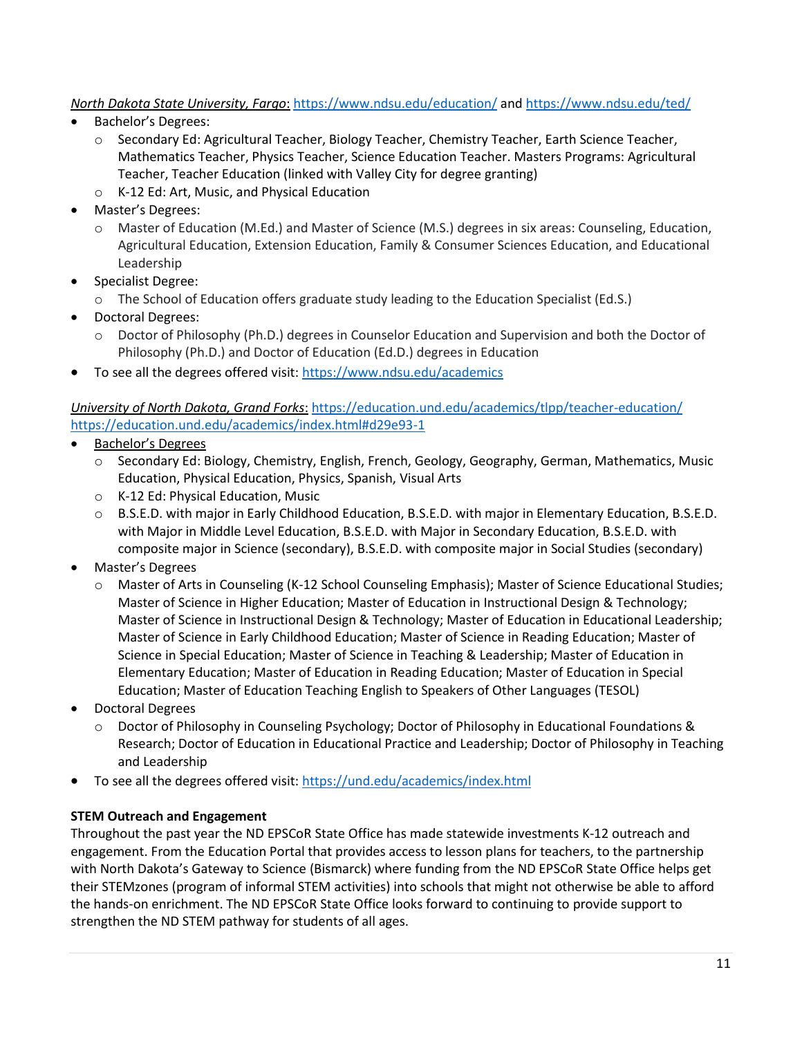*North Dakota State University, Fargo*: https://www.ndsu.edu/education/ and https://www.ndsu.edu/ted/

- Bachelor's Degrees:
  - Secondary Ed: Agricultural Teacher, Biology Teacher, Chemistry Teacher, Earth Science Teacher, Mathematics Teacher, Physics Teacher, Science Education Teacher. Masters Programs: Agricultural Teacher, Teacher Education (linked with Valley City for degree granting)
  - K-12 Ed: Art, Music, and Physical Education
- Master's Degrees:
  - Master of Education (M.Ed.) and Master of Science (M.S.) degrees in six areas: Counseling, Education, Agricultural Education, Extension Education, Family & Consumer Sciences Education, and Educational Leadership
- Specialist Degree:
  - The School of Education offers graduate study leading to the Education Specialist (Ed.S.)
- Doctoral Degrees:
  - Doctor of Philosophy (Ph.D.) degrees in Counselor Education and Supervision and both the Doctor of Philosophy (Ph.D.) and Doctor of Education (Ed.D.) degrees in Education
- To see all the degrees offered visit: https://www.ndsu.edu/academics

*University of North Dakota, Grand Forks*: https://education.und.edu/academics/tlpp/teacher-education/ https://education.und.edu/academics/index.html#d29e93-1

- Bachelor's Degrees
  - Secondary Ed: Biology, Chemistry, English, French, Geology, Geography, German, Mathematics, Music Education, Physical Education, Physics, Spanish, Visual Arts
  - K-12 Ed: Physical Education, Music
  - B.S.E.D. with major in Early Childhood Education, B.S.E.D. with major in Elementary Education, B.S.E.D. with Major in Middle Level Education, B.S.E.D. with Major in Secondary Education, B.S.E.D. with composite major in Science (secondary), B.S.E.D. with composite major in Social Studies (secondary)
- Master's Degrees
  - Master of Arts in Counseling (K-12 School Counseling Emphasis); Master of Science Educational Studies; Master of Science in Higher Education; Master of Education in Instructional Design & Technology; Master of Science in Instructional Design & Technology; Master of Education in Educational Leadership; Master of Science in Early Childhood Education; Master of Science in Reading Education; Master of Science in Special Education; Master of Science in Teaching & Leadership; Master of Education in Elementary Education; Master of Education in Reading Education; Master of Education in Special Education; Master of Education Teaching English to Speakers of Other Languages (TESOL)
- Doctoral Degrees
  - Doctor of Philosophy in Counseling Psychology; Doctor of Philosophy in Educational Foundations & Research; Doctor of Education in Educational Practice and Leadership; Doctor of Philosophy in Teaching and Leadership
- To see all the degrees offered visit: https://und.edu/academics/index.html

**STEM Outreach and Engagement**

Throughout the past year the ND EPSCoR State Office has made statewide investments K-12 outreach and engagement. From the Education Portal that provides access to lesson plans for teachers, to the partnership with North Dakota's Gateway to Science (Bismarck) where funding from the ND EPSCoR State Office helps get their STEMzones (program of informal STEM activities) into schools that might not otherwise be able to afford the hands-on enrichment. The ND EPSCoR State Office looks forward to continuing to provide support to strengthen the ND STEM pathway for students of all ages.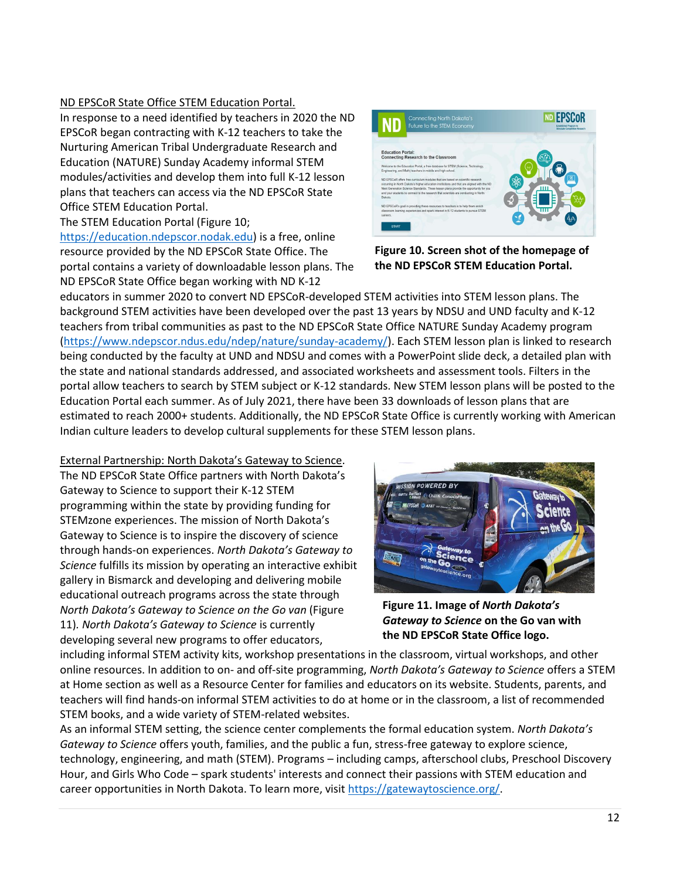<u>ND EPSCoR State Office STEM Education Portal.</u>

In response to a need identified by teachers in 2020 the ND EPSCoR began contracting with K-12 teachers to take the Nurturing American Tribal Undergraduate Research and Education (NATURE) Sunday Academy informal STEM modules/activities and develop them into full K-12 lesson plans that teachers can access via the ND EPSCoR State Office STEM Education Portal.

The STEM Education Portal (Figure 10; https://education.ndepscor.nodak.edu) is a free, online resource provided by the ND EPSCoR State Office. The portal contains a variety of downloadable lesson plans. The ND EPSCoR State Office began working with ND K-12 educators in summer 2020 to convert ND EPSCoR-developed STEM activities into STEM lesson plans. The background STEM activities have been developed over the past 13 years by NDSU and UND faculty and K-12 teachers from tribal communities as past to the ND EPSCoR State Office NATURE Sunday Academy program (https://www.ndepscor.ndus.edu/ndep/nature/sunday-academy/). Each STEM lesson plan is linked to research being conducted by the faculty at UND and NDSU and comes with a PowerPoint slide deck, a detailed plan with the state and national standards addressed, and associated worksheets and assessment tools. Filters in the portal allow teachers to search by STEM subject or K-12 standards. New STEM lesson plans will be posted to the Education Portal each summer. As of July 2021, there have been 33 downloads of lesson plans that are estimated to reach 2000+ students. Additionally, the ND EPSCoR State Office is currently working with American Indian culture leaders to develop cultural supplements for these STEM lesson plans.

**Figure 10. Screen shot of the homepage of the ND EPSCoR STEM Education Portal.**

<u>External Partnership: North Dakota's Gateway to Science</u>.

The ND EPSCoR State Office partners with North Dakota's Gateway to Science to support their K-12 STEM programming within the state by providing funding for STEMzone experiences. The mission of North Dakota's Gateway to Science is to inspire the discovery of science through hands-on experiences. *North Dakota's Gateway to Science* fulfills its mission by operating an interactive exhibit gallery in Bismarck and developing and delivering mobile educational outreach programs across the state through *North Dakota's Gateway to Science on the Go van* (Figure 11). *North Dakota's Gateway to Science* is currently developing several new programs to offer educators, including informal STEM activity kits, workshop presentations in the classroom, virtual workshops, and other online resources. In addition to on- and off-site programming, *North Dakota's Gateway to Science* offers a STEM at Home section as well as a Resource Center for families and educators on its website. Students, parents, and teachers will find hands-on informal STEM activities to do at home or in the classroom, a list of recommended STEM books, and a wide variety of STEM-related websites.

**Figure 11. Image of *North Dakota's Gateway to Science* on the Go van with the ND EPSCoR State Office logo.**

As an informal STEM setting, the science center complements the formal education system. *North Dakota's Gateway to Science* offers youth, families, and the public a fun, stress-free gateway to explore science, technology, engineering, and math (STEM). Programs – including camps, afterschool clubs, Preschool Discovery Hour, and Girls Who Code – spark students' interests and connect their passions with STEM education and career opportunities in North Dakota. To learn more, visit https://gatewaytoscience.org/.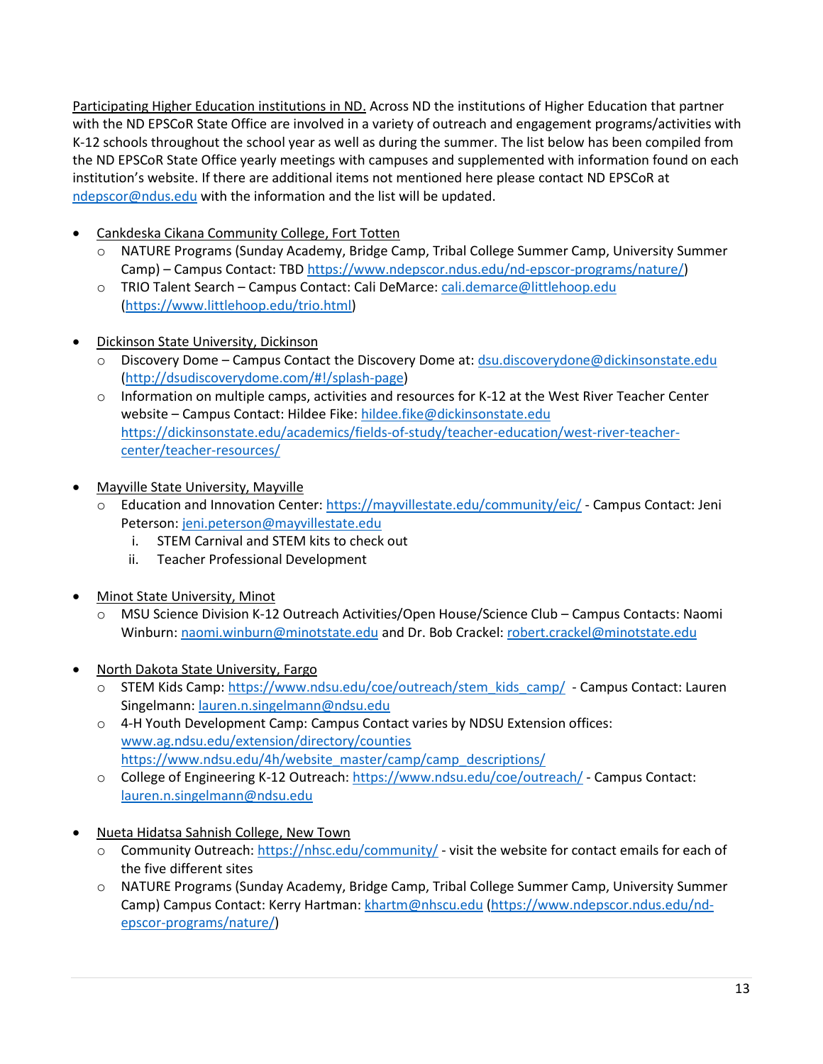Participating Higher Education institutions in ND. Across ND the institutions of Higher Education that partner with the ND EPSCoR State Office are involved in a variety of outreach and engagement programs/activities with K-12 schools throughout the school year as well as during the summer. The list below has been compiled from the ND EPSCoR State Office yearly meetings with campuses and supplemented with information found on each institution's website. If there are additional items not mentioned here please contact ND EPSCoR at ndepscor@ndus.edu with the information and the list will be updated.

- Cankdeska Cikana Community College, Fort Totten
  - NATURE Programs (Sunday Academy, Bridge Camp, Tribal College Summer Camp, University Summer Camp) – Campus Contact: TBD https://www.ndepscor.ndus.edu/nd-epscor-programs/nature/)
  - TRIO Talent Search – Campus Contact: Cali DeMarce: cali.demarce@littlehoop.edu (https://www.littlehoop.edu/trio.html)

- Dickinson State University, Dickinson
  - Discovery Dome – Campus Contact the Discovery Dome at: dsu.discoverydone@dickinsonstate.edu (http://dsudiscoverydome.com/#!/splash-page)
  - Information on multiple camps, activities and resources for K-12 at the West River Teacher Center website – Campus Contact: Hildee Fike: hildee.fike@dickinsonstate.edu https://dickinsonstate.edu/academics/fields-of-study/teacher-education/west-river-teacher-center/teacher-resources/

- Mayville State University, Mayville
  - Education and Innovation Center: https://mayvillestate.edu/community/eic/ - Campus Contact: Jeni Peterson: jeni.peterson@mayvillestate.edu
    1. STEM Carnival and STEM kits to check out
    2. Teacher Professional Development

- Minot State University, Minot
  - MSU Science Division K-12 Outreach Activities/Open House/Science Club – Campus Contacts: Naomi Winburn: naomi.winburn@minotstate.edu and Dr. Bob Crackel: robert.crackel@minotstate.edu

- North Dakota State University, Fargo
  - STEM Kids Camp: https://www.ndsu.edu/coe/outreach/stem_kids_camp/ - Campus Contact: Lauren Singelmann: lauren.n.singelmann@ndsu.edu
  - 4-H Youth Development Camp: Campus Contact varies by NDSU Extension offices: www.ag.ndsu.edu/extension/directory/counties https://www.ndsu.edu/4h/website_master/camp/camp_descriptions/
  - College of Engineering K-12 Outreach: https://www.ndsu.edu/coe/outreach/ - Campus Contact: lauren.n.singelmann@ndsu.edu

- Nueta Hidatsa Sahnish College, New Town
  - Community Outreach: https://nhsc.edu/community/ - visit the website for contact emails for each of the five different sites
  - NATURE Programs (Sunday Academy, Bridge Camp, Tribal College Summer Camp, University Summer Camp) Campus Contact: Kerry Hartman: khartm@nhscu.edu (https://www.ndepscor.ndus.edu/nd-epscor-programs/nature/)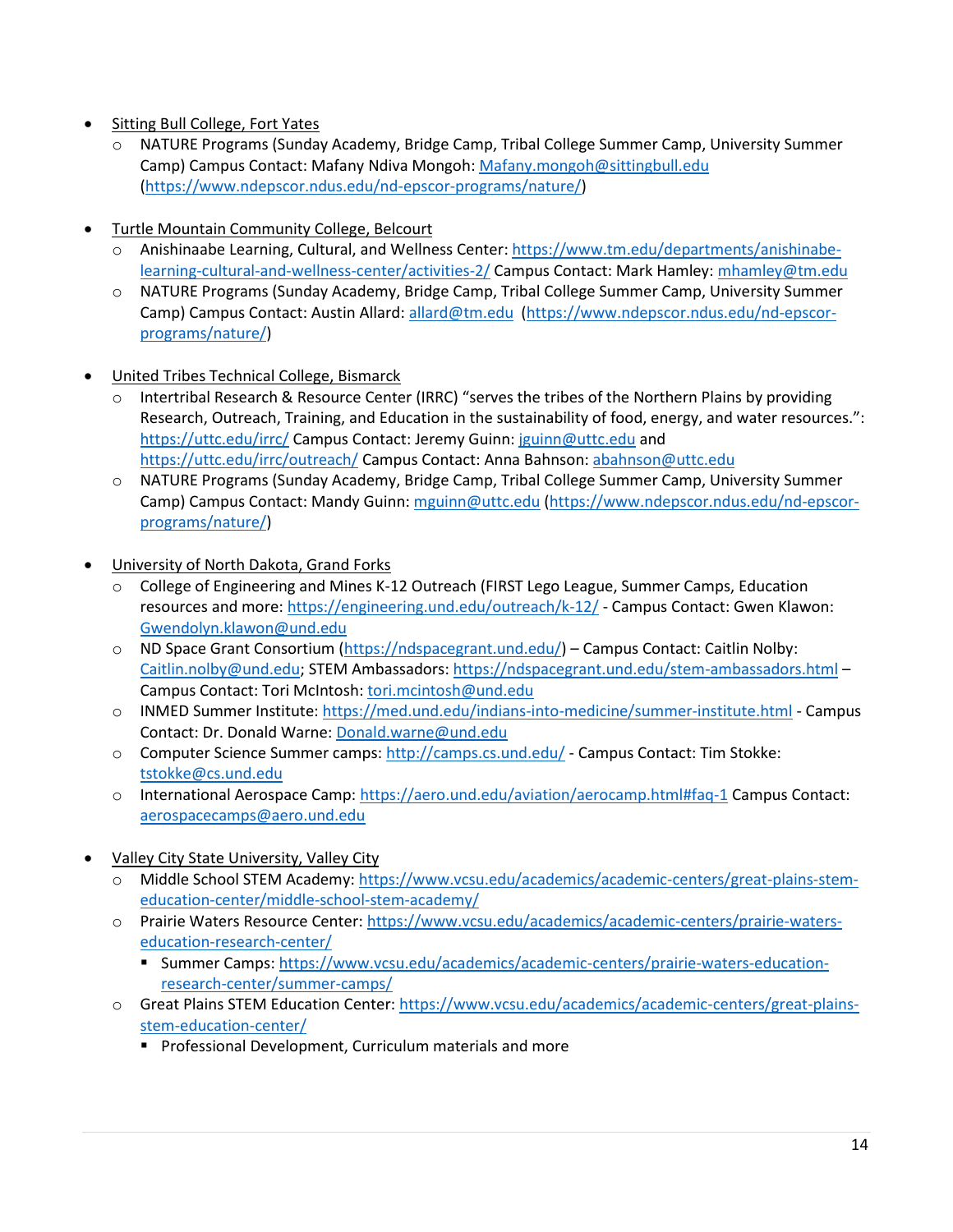- Sitting Bull College, Fort Yates
  - NATURE Programs (Sunday Academy, Bridge Camp, Tribal College Summer Camp, University Summer Camp) Campus Contact: Mafany Ndiva Mongoh: Mafany.mongoh@sittingbull.edu (https://www.ndepscor.ndus.edu/nd-epscor-programs/nature/)

- Turtle Mountain Community College, Belcourt
  - Anishinaabe Learning, Cultural, and Wellness Center: https://www.tm.edu/departments/anishinabe-learning-cultural-and-wellness-center/activities-2/ Campus Contact: Mark Hamley: mhamley@tm.edu
  - NATURE Programs (Sunday Academy, Bridge Camp, Tribal College Summer Camp, University Summer Camp) Campus Contact: Austin Allard: allard@tm.edu (https://www.ndepscor.ndus.edu/nd-epscor-programs/nature/)

- United Tribes Technical College, Bismarck
  - Intertribal Research & Resource Center (IRRC) "serves the tribes of the Northern Plains by providing Research, Outreach, Training, and Education in the sustainability of food, energy, and water resources.": https://uttc.edu/irrc/ Campus Contact: Jeremy Guinn: jguinn@uttc.edu and https://uttc.edu/irrc/outreach/ Campus Contact: Anna Bahnson: abahnson@uttc.edu
  - NATURE Programs (Sunday Academy, Bridge Camp, Tribal College Summer Camp, University Summer Camp) Campus Contact: Mandy Guinn: mguinn@uttc.edu (https://www.ndepscor.ndus.edu/nd-epscor-programs/nature/)

- University of North Dakota, Grand Forks
  - College of Engineering and Mines K-12 Outreach (FIRST Lego League, Summer Camps, Education resources and more: https://engineering.und.edu/outreach/k-12/ - Campus Contact: Gwen Klawon: Gwendolyn.klawon@und.edu
  - ND Space Grant Consortium (https://ndspacegrant.und.edu/) – Campus Contact: Caitlin Nolby: Caitlin.nolby@und.edu; STEM Ambassadors: https://ndspacegrant.und.edu/stem-ambassadors.html – Campus Contact: Tori McIntosh: tori.mcintosh@und.edu
  - INMED Summer Institute: https://med.und.edu/indians-into-medicine/summer-institute.html - Campus Contact: Dr. Donald Warne: Donald.warne@und.edu
  - Computer Science Summer camps: http://camps.cs.und.edu/ - Campus Contact: Tim Stokke: tstokke@cs.und.edu
  - International Aerospace Camp: https://aero.und.edu/aviation/aerocamp.html#faq-1 Campus Contact: aerospacecamps@aero.und.edu

- Valley City State University, Valley City
  - Middle School STEM Academy: https://www.vcsu.edu/academics/academic-centers/great-plains-stem-education-center/middle-school-stem-academy/
  - Prairie Waters Resource Center: https://www.vcsu.edu/academics/academic-centers/prairie-waters-education-research-center/
    - Summer Camps: https://www.vcsu.edu/academics/academic-centers/prairie-waters-education-research-center/summer-camps/
  - Great Plains STEM Education Center: https://www.vcsu.edu/academics/academic-centers/great-plains-stem-education-center/
    - Professional Development, Curriculum materials and more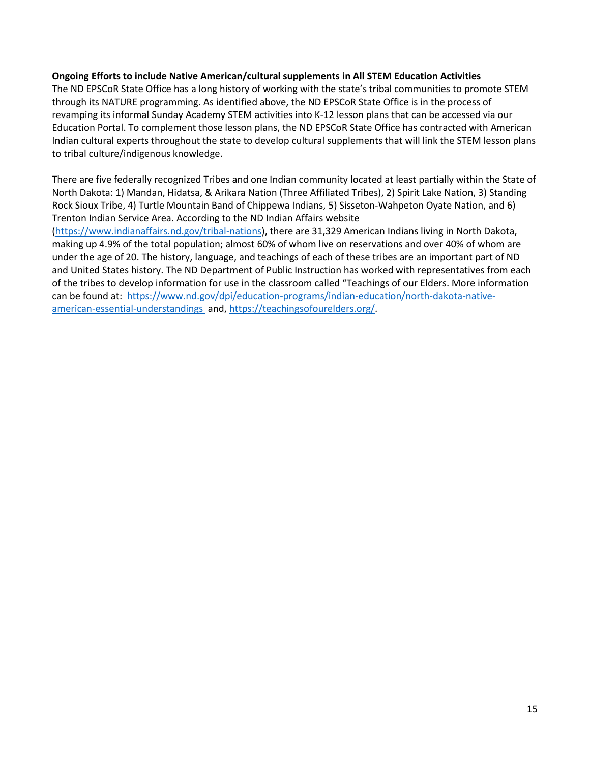**Ongoing Efforts to include Native American/cultural supplements in All STEM Education Activities**

The ND EPSCoR State Office has a long history of working with the state's tribal communities to promote STEM through its NATURE programming. As identified above, the ND EPSCoR State Office is in the process of revamping its informal Sunday Academy STEM activities into K-12 lesson plans that can be accessed via our Education Portal. To complement those lesson plans, the ND EPSCoR State Office has contracted with American Indian cultural experts throughout the state to develop cultural supplements that will link the STEM lesson plans to tribal culture/indigenous knowledge.

There are five federally recognized Tribes and one Indian community located at least partially within the State of North Dakota: 1) Mandan, Hidatsa, & Arikara Nation (Three Affiliated Tribes), 2) Spirit Lake Nation, 3) Standing Rock Sioux Tribe, 4) Turtle Mountain Band of Chippewa Indians, 5) Sisseton-Wahpeton Oyate Nation, and 6) Trenton Indian Service Area. According to the ND Indian Affairs website (https://www.indianaffairs.nd.gov/tribal-nations), there are 31,329 American Indians living in North Dakota, making up 4.9% of the total population; almost 60% of whom live on reservations and over 40% of whom are under the age of 20. The history, language, and teachings of each of these tribes are an important part of ND and United States history. The ND Department of Public Instruction has worked with representatives from each of the tribes to develop information for use in the classroom called "Teachings of our Elders. More information can be found at: https://www.nd.gov/dpi/education-programs/indian-education/north-dakota-native-american-essential-understandings and, https://teachingsofourelders.org/.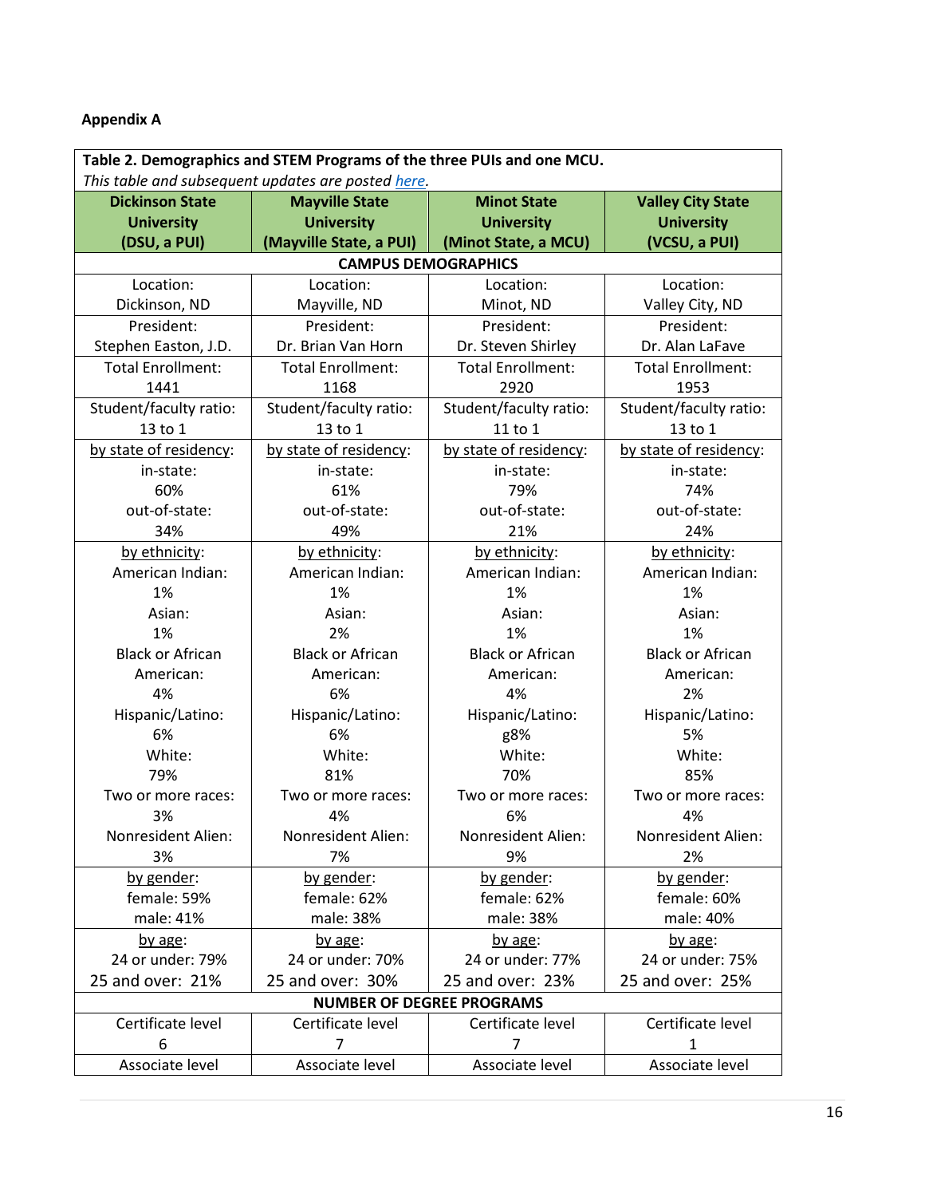**Appendix A**

**Table 2. Demographics and STEM Programs of the three PUIs and one MCU.**
*This table and subsequent updates are posted here.*

| Dickinson State University (DSU, a PUI) | Mayville State University (Mayville State, a PUI) | Minot State University (Minot State, a MCU) | Valley City State University (VCSU, a PUI) |
|---|---|---|---|
| **CAMPUS DEMOGRAPHICS** | | | |
| Location: Dickinson, ND | Location: Mayville, ND | Location: Minot, ND | Location: Valley City, ND |
| President: Stephen Easton, J.D. | President: Dr. Brian Van Horn | President: Dr. Steven Shirley | President: Dr. Alan LaFave |
| Total Enrollment: 1441 | Total Enrollment: 1168 | Total Enrollment: 2920 | Total Enrollment: 1953 |
| Student/faculty ratio: 13 to 1 | Student/faculty ratio: 13 to 1 | Student/faculty ratio: 11 to 1 | Student/faculty ratio: 13 to 1 |
| by state of residency: in-state: 60% out-of-state: 34% | by state of residency: in-state: 61% out-of-state: 49% | by state of residency: in-state: 79% out-of-state: 21% | by state of residency: in-state: 74% out-of-state: 24% |
| by ethnicity: American Indian: 1% Asian: 1% Black or African American: 4% Hispanic/Latino: 6% White: 79% Two or more races: 3% Nonresident Alien: 3% | by ethnicity: American Indian: 1% Asian: 2% Black or African American: 6% Hispanic/Latino: 6% White: 81% Two or more races: 4% Nonresident Alien: 7% | by ethnicity: American Indian: 1% Asian: 1% Black or African American: 4% Hispanic/Latino: g8% White: 70% Two or more races: 6% Nonresident Alien: 9% | by ethnicity: American Indian: 1% Asian: 1% Black or African American: 2% Hispanic/Latino: 5% White: 85% Two or more races: 4% Nonresident Alien: 2% |
| by gender: female: 59% male: 41% | by gender: female: 62% male: 38% | by gender: female: 62% male: 38% | by gender: female: 60% male: 40% |
| by age: 24 or under: 79% 25 and over: 21% | by age: 24 or under: 70% 25 and over: 30% | by age: 24 or under: 77% 25 and over: 23% | by age: 24 or under: 75% 25 and over: 25% |
| **NUMBER OF DEGREE PROGRAMS** | | | |
| Certificate level 6 | Certificate level 7 | Certificate level 7 | Certificate level 1 |
| Associate level | Associate level | Associate level | Associate level |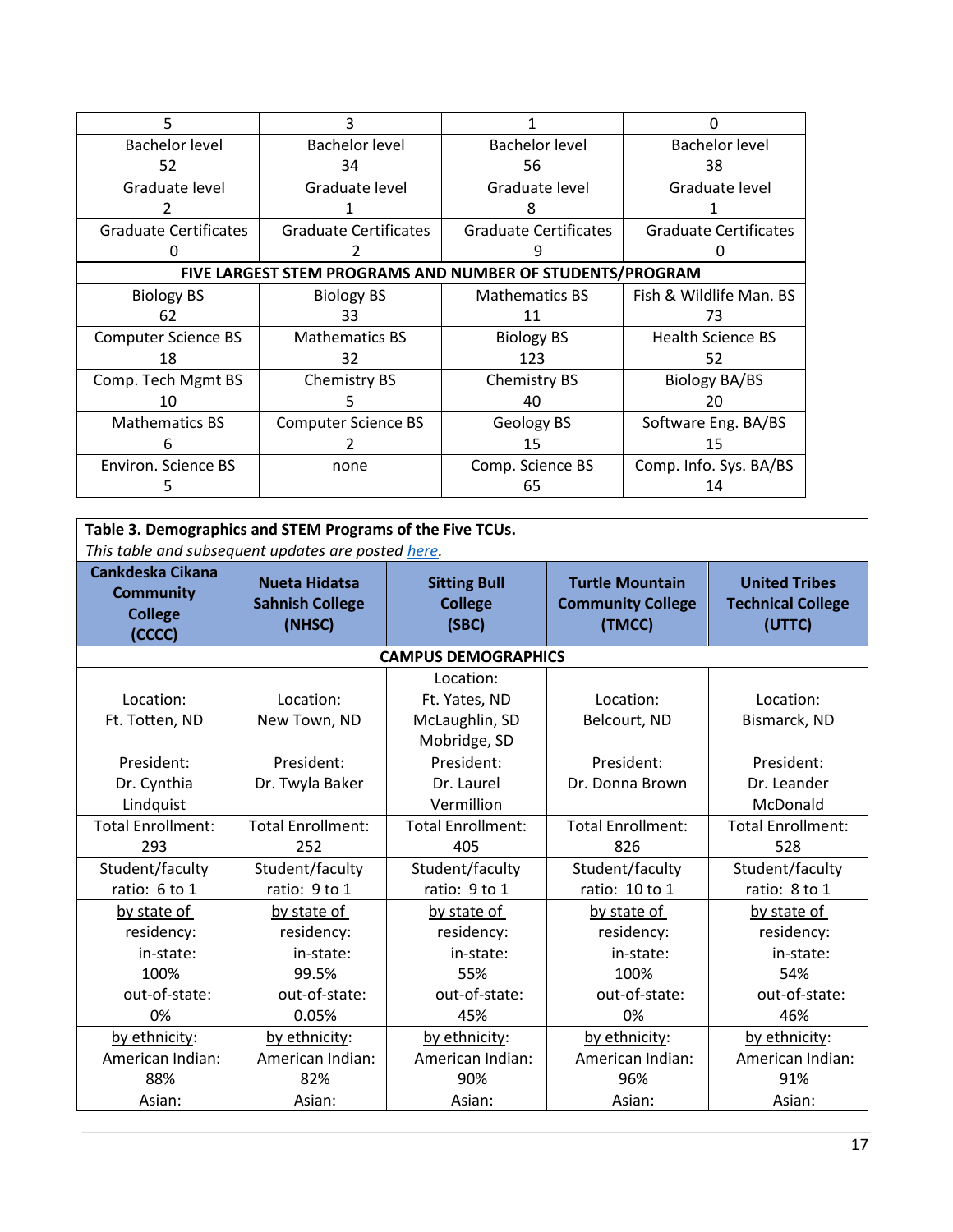| 5 | 3 | 1 | 0 |
|---|---|---|---|
| Bachelor level 52 | Bachelor level 34 | Bachelor level 56 | Bachelor level 38 |
| Graduate level 2 | Graduate level 1 | Graduate level 8 | Graduate level 1 |
| Graduate Certificates 0 | Graduate Certificates 2 | Graduate Certificates 9 | Graduate Certificates 0 |
| **FIVE LARGEST STEM PROGRAMS AND NUMBER OF STUDENTS/PROGRAM** | | | |
| Biology BS 62 | Biology BS 33 | Mathematics BS 11 | Fish & Wildlife Man. BS 73 |
| Computer Science BS 18 | Mathematics BS 32 | Biology BS 123 | Health Science BS 52 |
| Comp. Tech Mgmt BS 10 | Chemistry BS 5 | Chemistry BS 40 | Biology BA/BS 20 |
| Mathematics BS 6 | Computer Science BS 2 | Geology BS 15 | Software Eng. BA/BS 15 |
| Environ. Science BS 5 | none | Comp. Science BS 65 | Comp. Info. Sys. BA/BS 14 |

**Table 3. Demographics and STEM Programs of the Five TCUs.**
*This table and subsequent updates are posted here.*

| Cankdeska Cikana Community College (CCCC) | Nueta Hidatsa Sahnish College (NHSC) | Sitting Bull College (SBC) | Turtle Mountain Community College (TMCC) | United Tribes Technical College (UTTC) |
|---|---|---|---|---|
| **CAMPUS DEMOGRAPHICS** | | | | |
| Location: Ft. Totten, ND | Location: New Town, ND | Location: Ft. Yates, ND McLaughlin, SD Mobridge, SD | Location: Belcourt, ND | Location: Bismarck, ND |
| President: Dr. Cynthia Lindquist | President: Dr. Twyla Baker | President: Dr. Laurel Vermillion | President: Dr. Donna Brown | President: Dr. Leander McDonald |
| Total Enrollment: 293 | Total Enrollment: 252 | Total Enrollment: 405 | Total Enrollment: 826 | Total Enrollment: 528 |
| Student/faculty ratio: 6 to 1 | Student/faculty ratio: 9 to 1 | Student/faculty ratio: 9 to 1 | Student/faculty ratio: 10 to 1 | Student/faculty ratio: 8 to 1 |
| by state of residency: in-state: 100% out-of-state: 0% | by state of residency: in-state: 99.5% out-of-state: 0.05% | by state of residency: in-state: 55% out-of-state: 45% | by state of residency: in-state: 100% out-of-state: 0% | by state of residency: in-state: 54% out-of-state: 46% |
| by ethnicity: American Indian: 88% Asian: | by ethnicity: American Indian: 82% Asian: | by ethnicity: American Indian: 90% Asian: | by ethnicity: American Indian: 96% Asian: | by ethnicity: American Indian: 91% Asian: |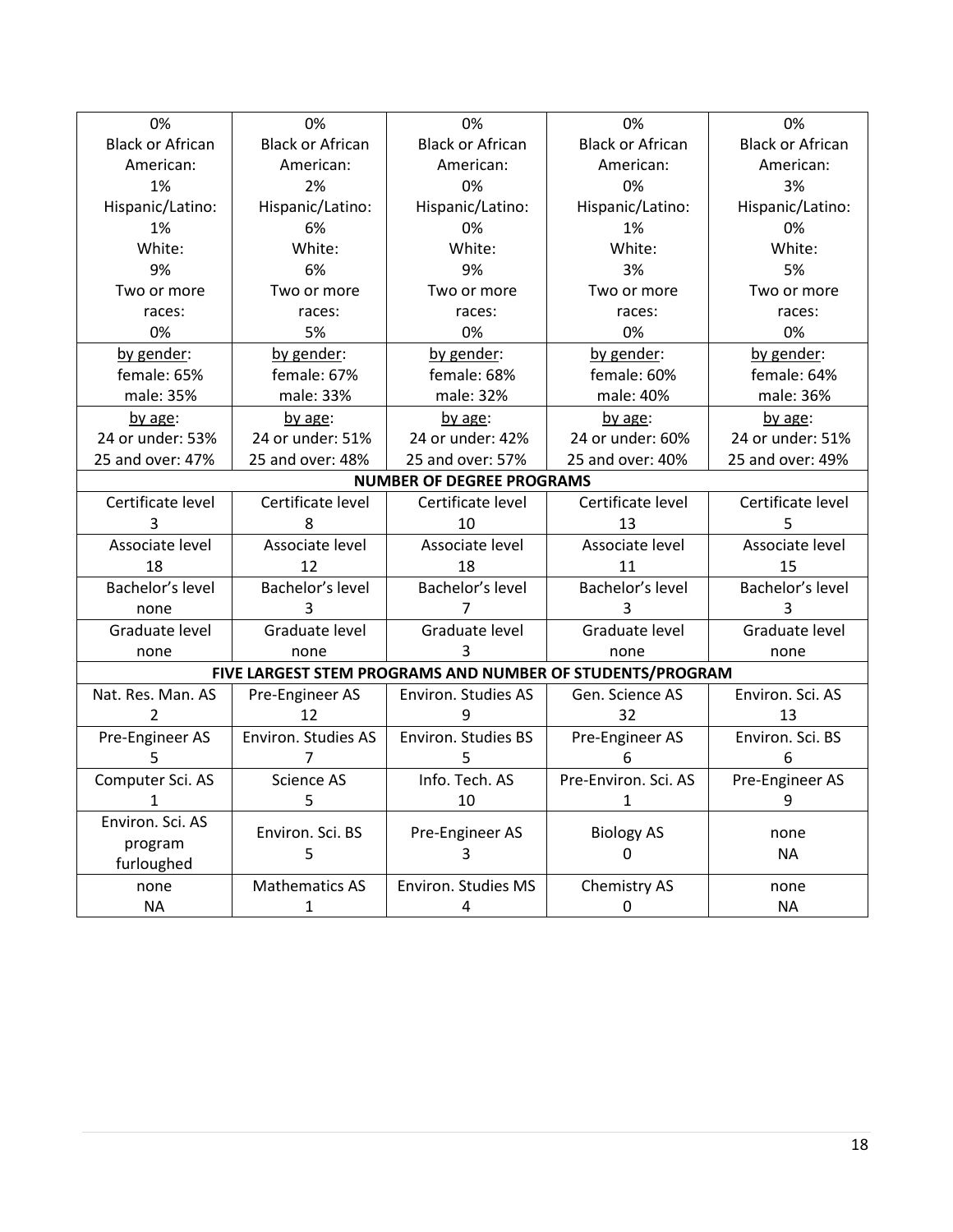| | | | | |
|---|---|---|---|---|
| 0% Black or African American: 1% Hispanic/Latino: 1% White: 9% Two or more races: 0% | 0% Black or African American: 2% Hispanic/Latino: 6% White: 6% Two or more races: 5% | 0% Black or African American: 0% Hispanic/Latino: 0% White: 9% Two or more races: 0% | 0% Black or African American: 0% Hispanic/Latino: 1% White: 3% Two or more races: 0% | 0% Black or African American: 3% Hispanic/Latino: 0% White: 5% Two or more races: 0% |
| by gender: female: 65% male: 35% | by gender: female: 67% male: 33% | by gender: female: 68% male: 32% | by gender: female: 60% male: 40% | by gender: female: 64% male: 36% |
| by age: 24 or under: 53% 25 and over: 47% | by age: 24 or under: 51% 25 and over: 48% | by age: 24 or under: 42% 25 and over: 57% | by age: 24 or under: 60% 25 and over: 40% | by age: 24 or under: 51% 25 and over: 49% |
| **NUMBER OF DEGREE PROGRAMS** | | | | |
| Certificate level 3 | Certificate level 8 | Certificate level 10 | Certificate level 13 | Certificate level 5 |
| Associate level 18 | Associate level 12 | Associate level 18 | Associate level 11 | Associate level 15 |
| Bachelor's level none | Bachelor's level 3 | Bachelor's level 7 | Bachelor's level 3 | Bachelor's level 3 |
| Graduate level none | Graduate level none | Graduate level 3 | Graduate level none | Graduate level none |
| **FIVE LARGEST STEM PROGRAMS AND NUMBER OF STUDENTS/PROGRAM** | | | | |
| Nat. Res. Man. AS 2 | Pre-Engineer AS 12 | Environ. Studies AS 9 | Gen. Science AS 32 | Environ. Sci. AS 13 |
| Pre-Engineer AS 5 | Environ. Studies AS 7 | Environ. Studies BS 5 | Pre-Engineer AS 6 | Environ. Sci. BS 6 |
| Computer Sci. AS 1 | Science AS 5 | Info. Tech. AS 10 | Pre-Environ. Sci. AS 1 | Pre-Engineer AS 9 |
| Environ. Sci. AS program furloughed | Environ. Sci. BS 5 | Pre-Engineer AS 3 | Biology AS 0 | none NA |
| none NA | Mathematics AS 1 | Environ. Studies MS 4 | Chemistry AS 0 | none NA |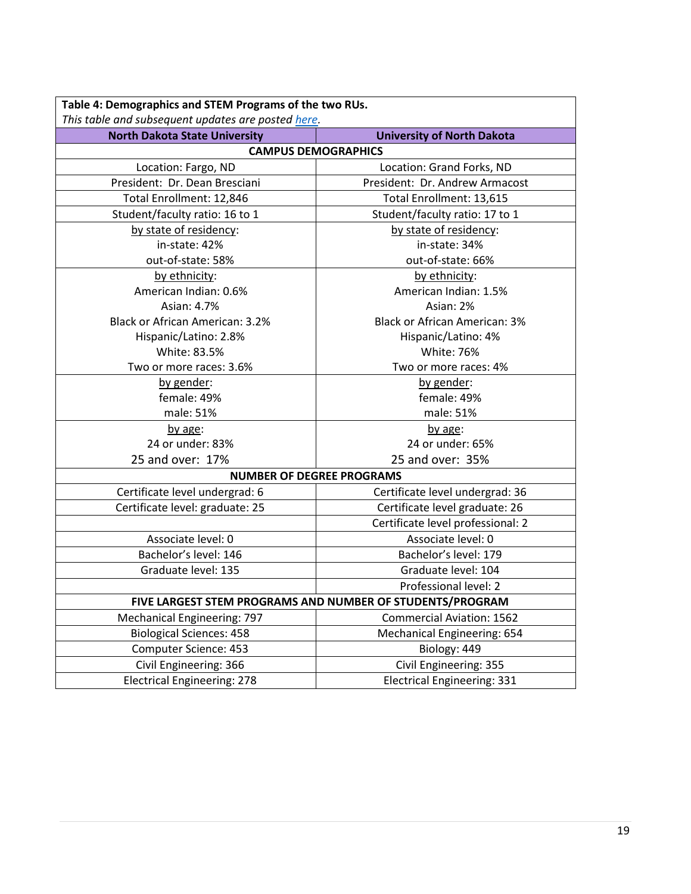**Table 4: Demographics and STEM Programs of the two RUs.**
*This table and subsequent updates are posted here.*

| North Dakota State University | University of North Dakota |
|---|---|
| **CAMPUS DEMOGRAPHICS** | |
| Location: Fargo, ND | Location: Grand Forks, ND |
| President: Dr. Dean Bresciani | President: Dr. Andrew Armacost |
| Total Enrollment: 12,846 | Total Enrollment: 13,615 |
| Student/faculty ratio: 16 to 1 | Student/faculty ratio: 17 to 1 |
| by state of residency:<br>in-state: 42%<br>out-of-state: 58% | by state of residency:<br>in-state: 34%<br>out-of-state: 66% |
| by ethnicity:<br>American Indian: 0.6%<br>Asian: 4.7%<br>Black or African American: 3.2%<br>Hispanic/Latino: 2.8%<br>White: 83.5%<br>Two or more races: 3.6% | by ethnicity:<br>American Indian: 1.5%<br>Asian: 2%<br>Black or African American: 3%<br>Hispanic/Latino: 4%<br>White: 76%<br>Two or more races: 4% |
| by gender:<br>female: 49%<br>male: 51% | by gender:<br>female: 49%<br>male: 51% |
| by age:<br>24 or under: 83%<br>25 and over: 17% | by age:<br>24 or under: 65%<br>25 and over: 35% |
| **NUMBER OF DEGREE PROGRAMS** | |
| Certificate level undergrad: 6 | Certificate level undergrad: 36 |
| Certificate level: graduate: 25 | Certificate level graduate: 26 |
| | Certificate level professional: 2 |
| Associate level: 0 | Associate level: 0 |
| Bachelor's level: 146 | Bachelor's level: 179 |
| Graduate level: 135 | Graduate level: 104 |
| | Professional level: 2 |
| **FIVE LARGEST STEM PROGRAMS AND NUMBER OF STUDENTS/PROGRAM** | |
| Mechanical Engineering: 797 | Commercial Aviation: 1562 |
| Biological Sciences: 458 | Mechanical Engineering: 654 |
| Computer Science: 453 | Biology: 449 |
| Civil Engineering: 366 | Civil Engineering: 355 |
| Electrical Engineering: 278 | Electrical Engineering: 331 |